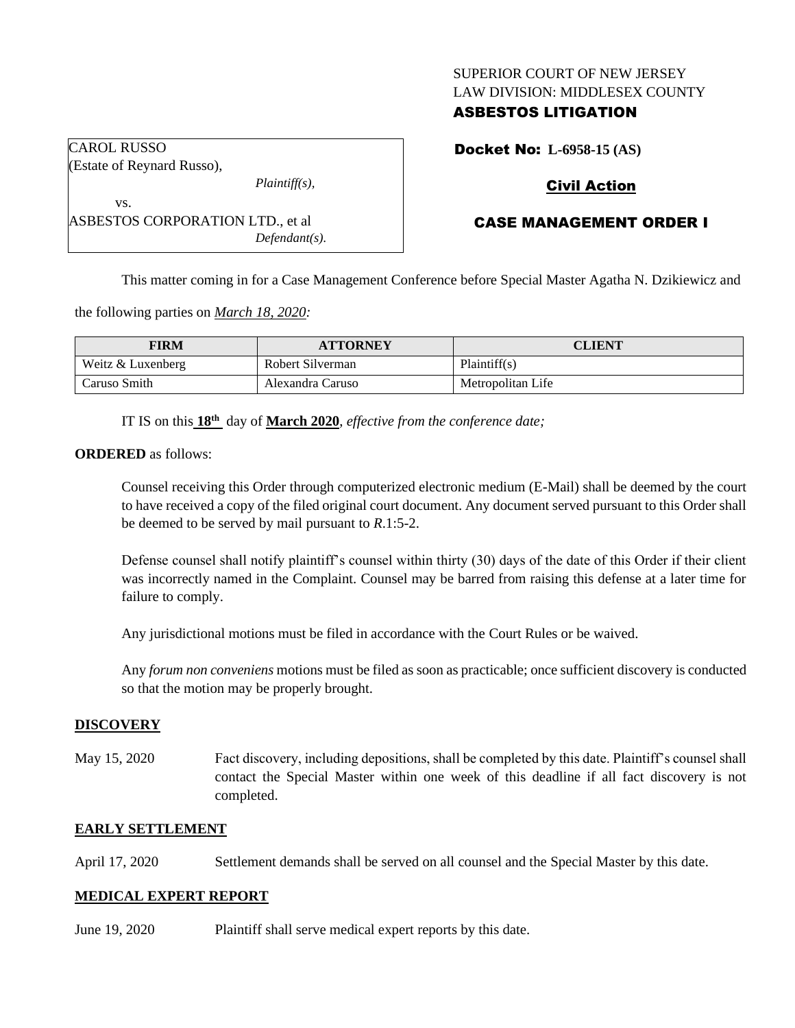SUPERIOR COURT OF NEW JERSEY
LAW DIVISION: MIDDLESEX COUNTY
**ASBESTOS LITIGATION**

CAROL RUSSO
(Estate of Reynard Russo),
*Plaintiff(s),*
vs.
ASBESTOS CORPORATION LTD., et al
*Defendant(s).*

**Docket No: L-6958-15 (AS)**

**Civil Action**

**CASE MANAGEMENT ORDER I**

This matter coming in for a Case Management Conference before Special Master Agatha N. Dzikiewicz and the following parties on *March 18, 2020:*

| FIRM | ATTORNEY | CLIENT |
|---|---|---|
| Weitz & Luxenberg | Robert Silverman | Plaintiff(s) |
| Caruso Smith | Alexandra Caruso | Metropolitan Life |

IT IS on this **18th** day of **March 2020**, *effective from the conference date;*

**ORDERED** as follows:

Counsel receiving this Order through computerized electronic medium (E-Mail) shall be deemed by the court to have received a copy of the filed original court document. Any document served pursuant to this Order shall be deemed to be served by mail pursuant to *R*.1:5-2.

Defense counsel shall notify plaintiff's counsel within thirty (30) days of the date of this Order if their client was incorrectly named in the Complaint. Counsel may be barred from raising this defense at a later time for failure to comply.

Any jurisdictional motions must be filed in accordance with the Court Rules or be waived.

Any *forum non conveniens* motions must be filed as soon as practicable; once sufficient discovery is conducted so that the motion may be properly brought.

## DISCOVERY

May 15, 2020 — Fact discovery, including depositions, shall be completed by this date. Plaintiff's counsel shall contact the Special Master within one week of this deadline if all fact discovery is not completed.

## EARLY SETTLEMENT

April 17, 2020 — Settlement demands shall be served on all counsel and the Special Master by this date.

## MEDICAL EXPERT REPORT

June 19, 2020 — Plaintiff shall serve medical expert reports by this date.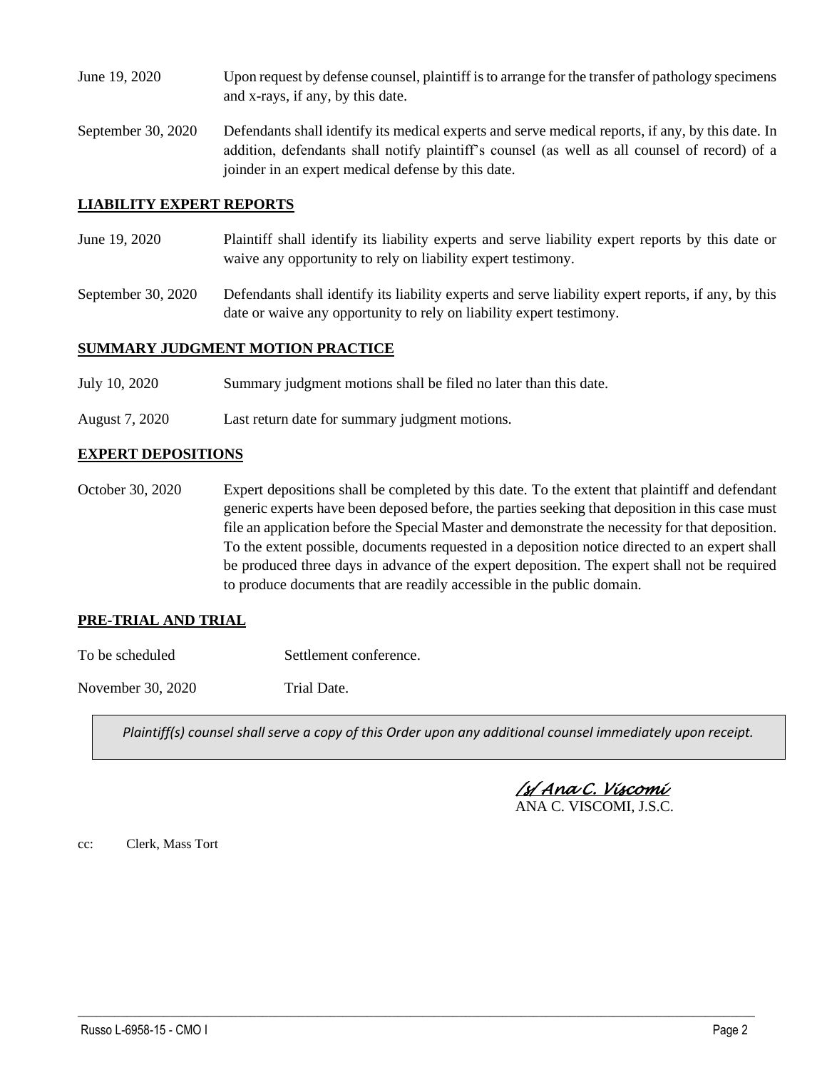June 19, 2020 Upon request by defense counsel, plaintiff is to arrange for the transfer of pathology specimens and x-rays, if any, by this date.

September 30, 2020 Defendants shall identify its medical experts and serve medical reports, if any, by this date. In addition, defendants shall notify plaintiff's counsel (as well as all counsel of record) of a joinder in an expert medical defense by this date.

## LIABILITY EXPERT REPORTS

June 19, 2020 Plaintiff shall identify its liability experts and serve liability expert reports by this date or waive any opportunity to rely on liability expert testimony.

September 30, 2020 Defendants shall identify its liability experts and serve liability expert reports, if any, by this date or waive any opportunity to rely on liability expert testimony.

## SUMMARY JUDGMENT MOTION PRACTICE

July 10, 2020 Summary judgment motions shall be filed no later than this date.

August 7, 2020 Last return date for summary judgment motions.

## EXPERT DEPOSITIONS

October 30, 2020 Expert depositions shall be completed by this date. To the extent that plaintiff and defendant generic experts have been deposed before, the parties seeking that deposition in this case must file an application before the Special Master and demonstrate the necessity for that deposition. To the extent possible, documents requested in a deposition notice directed to an expert shall be produced three days in advance of the expert deposition. The expert shall not be required to produce documents that are readily accessible in the public domain.

## PRE-TRIAL AND TRIAL

To be scheduled Settlement conference.

November 30, 2020 Trial Date.

*Plaintiff(s) counsel shall serve a copy of this Order upon any additional counsel immediately upon receipt.*

/s/ Ana C. Viscomi

ANA C. VISCOMI, J.S.C.

cc: Clerk, Mass Tort